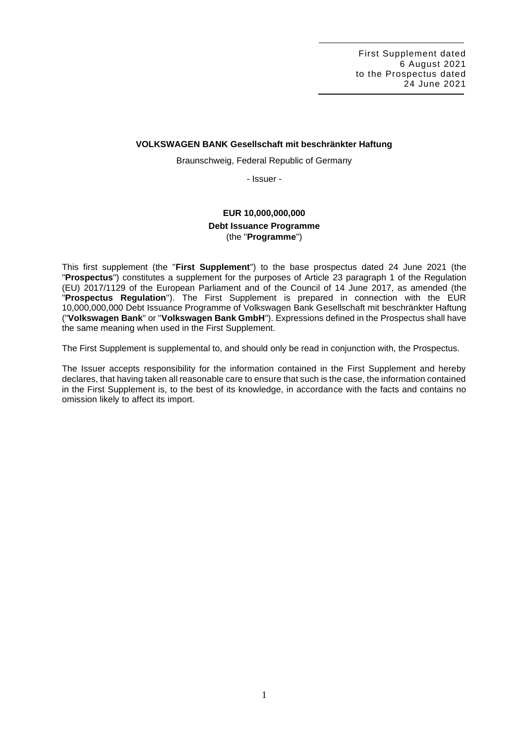First Supplement dated
6 August 2021
to the Prospectus dated
24 June 2021

**VOLKSWAGEN BANK Gesellschaft mit beschränkter Haftung**

Braunschweig, Federal Republic of Germany

- Issuer -

**EUR 10,000,000,000**
**Debt Issuance Programme**
(the "**Programme**")

This first supplement (the "**First Supplement**") to the base prospectus dated 24 June 2021 (the "**Prospectus**") constitutes a supplement for the purposes of Article 23 paragraph 1 of the Regulation (EU) 2017/1129 of the European Parliament and of the Council of 14 June 2017, as amended (the "**Prospectus Regulation**"). The First Supplement is prepared in connection with the EUR 10,000,000,000 Debt Issuance Programme of Volkswagen Bank Gesellschaft mit beschränkter Haftung ("**Volkswagen Bank**" or "**Volkswagen Bank GmbH**"). Expressions defined in the Prospectus shall have the same meaning when used in the First Supplement.

The First Supplement is supplemental to, and should only be read in conjunction with, the Prospectus.

The Issuer accepts responsibility for the information contained in the First Supplement and hereby declares, that having taken all reasonable care to ensure that such is the case, the information contained in the First Supplement is, to the best of its knowledge, in accordance with the facts and contains no omission likely to affect its import.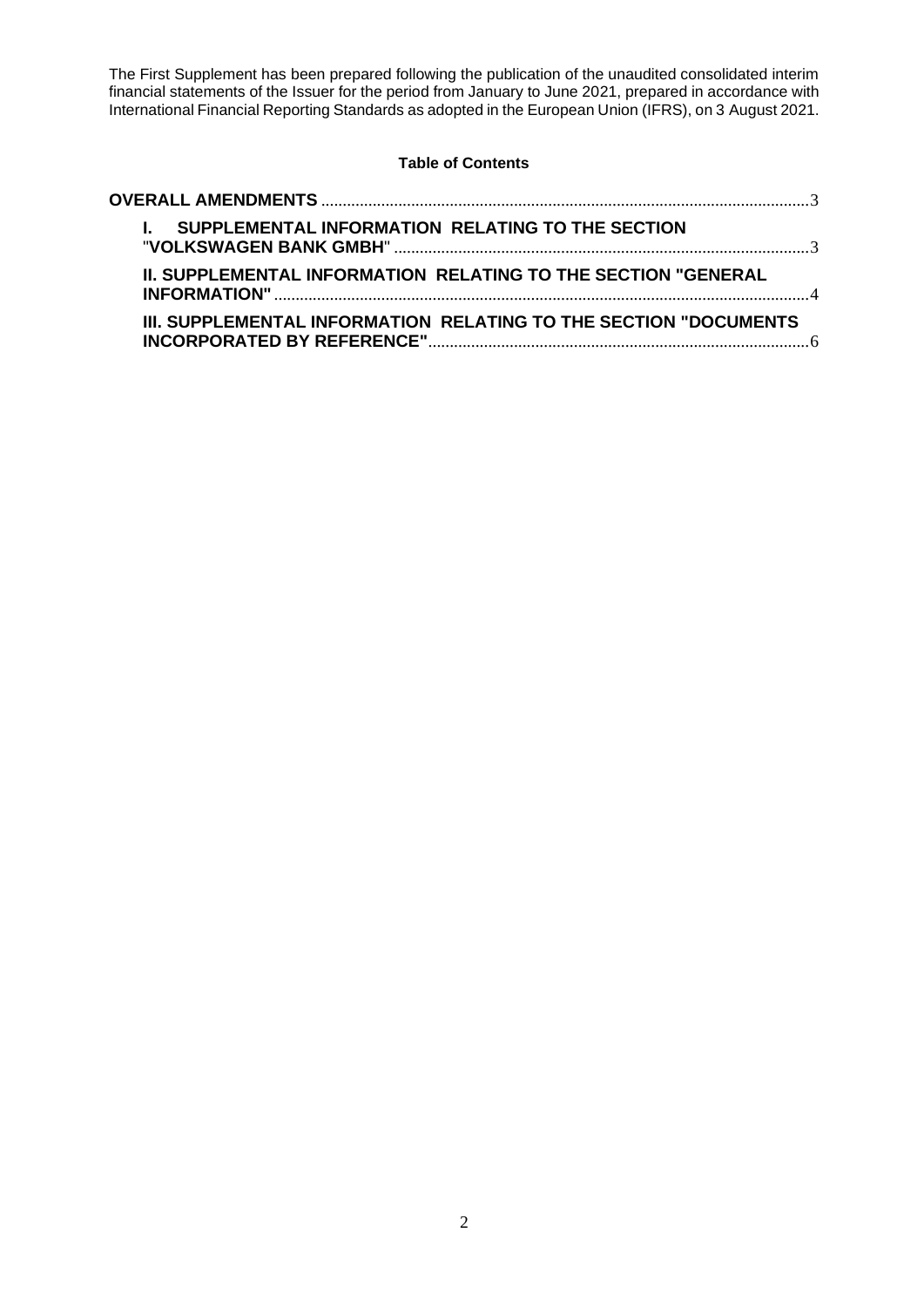The First Supplement has been prepared following the publication of the unaudited consolidated interim financial statements of the Issuer for the period from January to June 2021, prepared in accordance with International Financial Reporting Standards as adopted in the European Union (IFRS), on 3 August 2021.

**Table of Contents**

**OVERALL AMENDMENTS** .......... 3

- **I. SUPPLEMENTAL INFORMATION RELATING TO THE SECTION "VOLKSWAGEN BANK GMBH"** .......... 3
- **II. SUPPLEMENTAL INFORMATION RELATING TO THE SECTION "GENERAL INFORMATION"** .......... 4
- **III. SUPPLEMENTAL INFORMATION RELATING TO THE SECTION "DOCUMENTS INCORPORATED BY REFERENCE"** .......... 6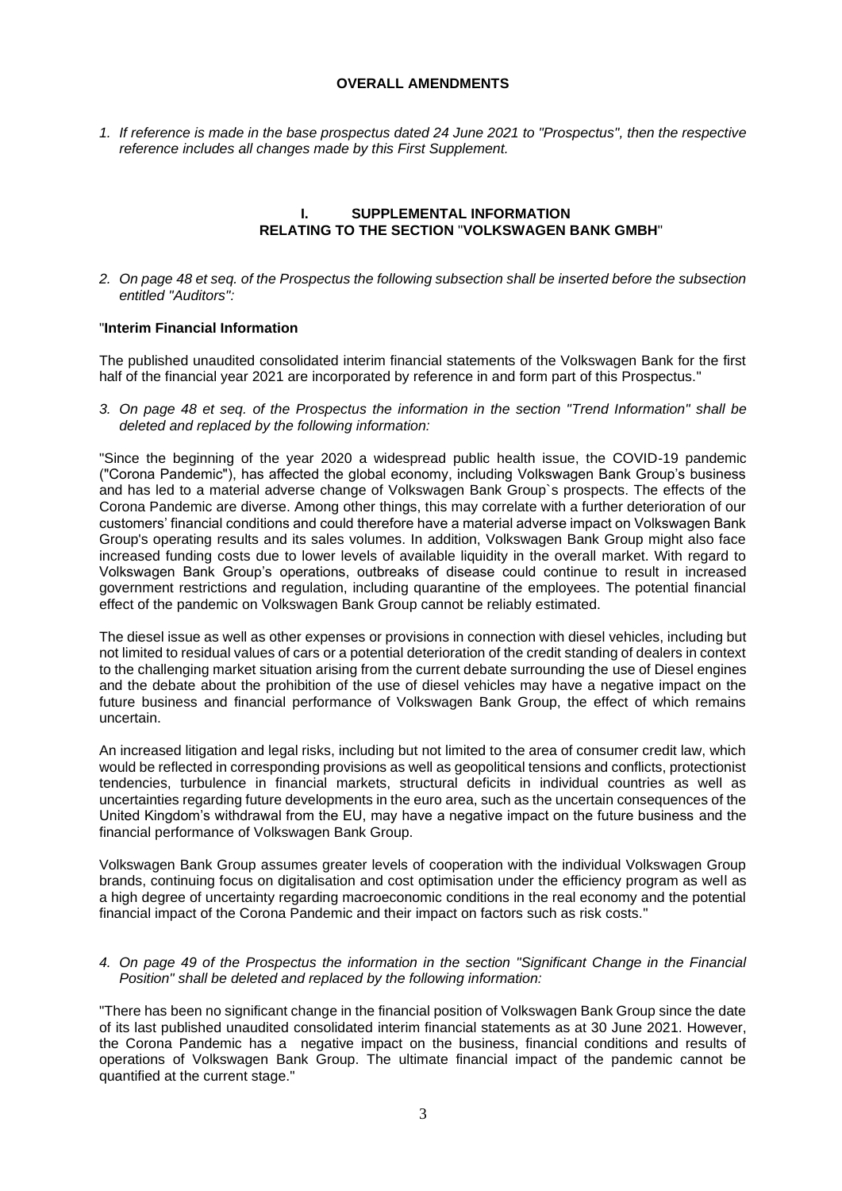**OVERALL AMENDMENTS**

*1. If reference is made in the base prospectus dated 24 June 2021 to "Prospectus", then the respective reference includes all changes made by this First Supplement.*

## I. SUPPLEMENTAL INFORMATION RELATING TO THE SECTION "VOLKSWAGEN BANK GMBH"

*2. On page 48 et seq. of the Prospectus the following subsection shall be inserted before the subsection entitled "Auditors":*

"**Interim Financial Information**

The published unaudited consolidated interim financial statements of the Volkswagen Bank for the first half of the financial year 2021 are incorporated by reference in and form part of this Prospectus."

*3. On page 48 et seq. of the Prospectus the information in the section "Trend Information" shall be deleted and replaced by the following information:*

"Since the beginning of the year 2020 a widespread public health issue, the COVID-19 pandemic ("Corona Pandemic"), has affected the global economy, including Volkswagen Bank Group's business and has led to a material adverse change of Volkswagen Bank Group`s prospects. The effects of the Corona Pandemic are diverse. Among other things, this may correlate with a further deterioration of our customers' financial conditions and could therefore have a material adverse impact on Volkswagen Bank Group's operating results and its sales volumes. In addition, Volkswagen Bank Group might also face increased funding costs due to lower levels of available liquidity in the overall market. With regard to Volkswagen Bank Group's operations, outbreaks of disease could continue to result in increased government restrictions and regulation, including quarantine of the employees. The potential financial effect of the pandemic on Volkswagen Bank Group cannot be reliably estimated.

The diesel issue as well as other expenses or provisions in connection with diesel vehicles, including but not limited to residual values of cars or a potential deterioration of the credit standing of dealers in context to the challenging market situation arising from the current debate surrounding the use of Diesel engines and the debate about the prohibition of the use of diesel vehicles may have a negative impact on the future business and financial performance of Volkswagen Bank Group, the effect of which remains uncertain.

An increased litigation and legal risks, including but not limited to the area of consumer credit law, which would be reflected in corresponding provisions as well as geopolitical tensions and conflicts, protectionist tendencies, turbulence in financial markets, structural deficits in individual countries as well as uncertainties regarding future developments in the euro area, such as the uncertain consequences of the United Kingdom's withdrawal from the EU, may have a negative impact on the future business and the financial performance of Volkswagen Bank Group.

Volkswagen Bank Group assumes greater levels of cooperation with the individual Volkswagen Group brands, continuing focus on digitalisation and cost optimisation under the efficiency program as well as a high degree of uncertainty regarding macroeconomic conditions in the real economy and the potential financial impact of the Corona Pandemic and their impact on factors such as risk costs."

*4. On page 49 of the Prospectus the information in the section "Significant Change in the Financial Position" shall be deleted and replaced by the following information:*

"There has been no significant change in the financial position of Volkswagen Bank Group since the date of its last published unaudited consolidated interim financial statements as at 30 June 2021. However, the Corona Pandemic has a negative impact on the business, financial conditions and results of operations of Volkswagen Bank Group. The ultimate financial impact of the pandemic cannot be quantified at the current stage."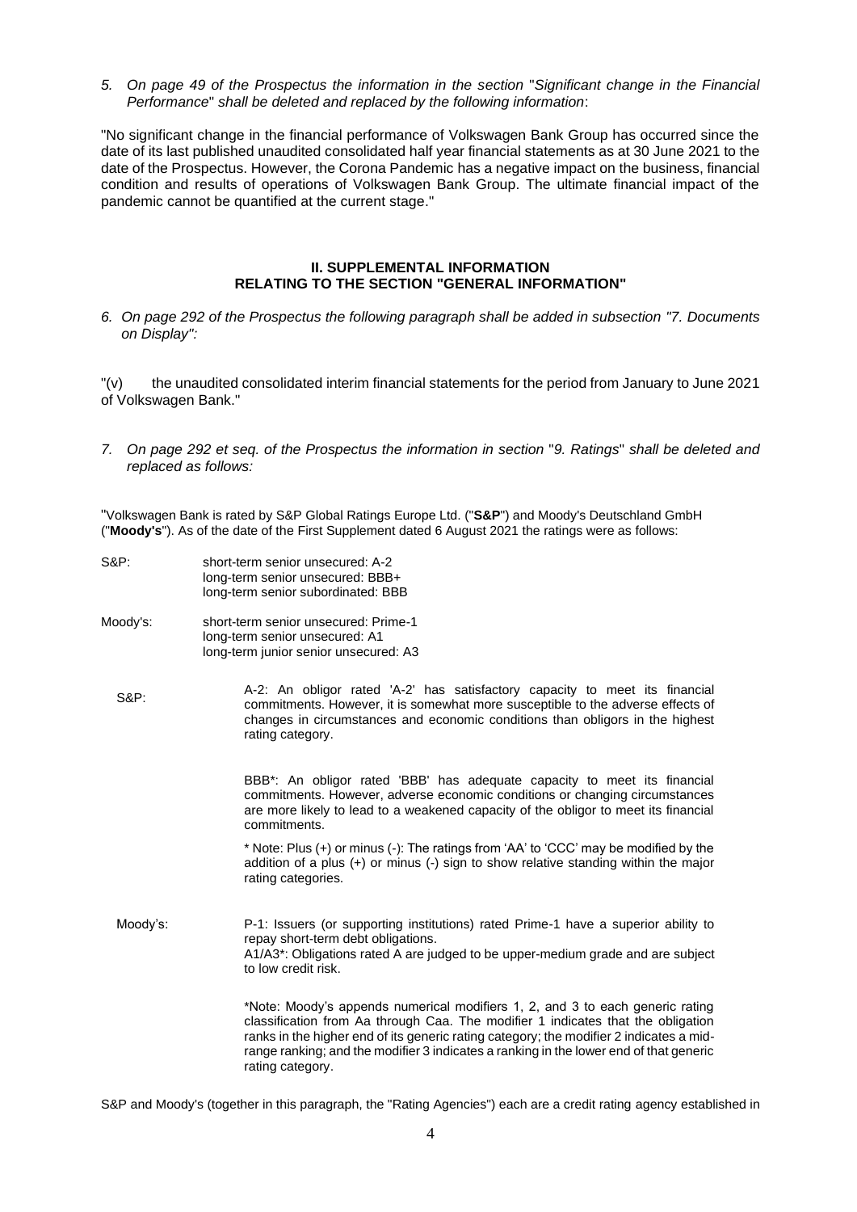*5. On page 49 of the Prospectus the information in the section "Significant change in the Financial Performance" shall be deleted and replaced by the following information*:

"No significant change in the financial performance of Volkswagen Bank Group has occurred since the date of its last published unaudited consolidated half year financial statements as at 30 June 2021 to the date of the Prospectus. However, the Corona Pandemic has a negative impact on the business, financial condition and results of operations of Volkswagen Bank Group. The ultimate financial impact of the pandemic cannot be quantified at the current stage."

## II. SUPPLEMENTAL INFORMATION RELATING TO THE SECTION "GENERAL INFORMATION"

*6. On page 292 of the Prospectus the following paragraph shall be added in subsection "7. Documents on Display":*

"(v) the unaudited consolidated interim financial statements for the period from January to June 2021 of Volkswagen Bank."

*7. On page 292 et seq. of the Prospectus the information in section "9. Ratings" shall be deleted and replaced as follows:*

"Volkswagen Bank is rated by S&P Global Ratings Europe Ltd. ("**S&P**") and Moody's Deutschland GmbH ("**Moody's**"). As of the date of the First Supplement dated 6 August 2021 the ratings were as follows:

| | |
|---|---|
| S&P: | short-term senior unsecured: A-2<br>long-term senior unsecured: BBB+<br>long-term senior subordinated: BBB |
| Moody's: | short-term senior unsecured: Prime-1<br>long-term senior unsecured: A1<br>long-term junior senior unsecured: A3 |

| | |
|---|---|
| S&P: | A-2: An obligor rated 'A-2' has satisfactory capacity to meet its financial commitments. However, it is somewhat more susceptible to the adverse effects of changes in circumstances and economic conditions than obligors in the highest rating category.<br><br>BBB*: An obligor rated 'BBB' has adequate capacity to meet its financial commitments. However, adverse economic conditions or changing circumstances are more likely to lead to a weakened capacity of the obligor to meet its financial commitments.<br><br>* Note: Plus (+) or minus (-): The ratings from 'AA' to 'CCC' may be modified by the addition of a plus (+) or minus (-) sign to show relative standing within the major rating categories. |
| Moody's: | P-1: Issuers (or supporting institutions) rated Prime-1 have a superior ability to repay short-term debt obligations.<br>A1/A3*: Obligations rated A are judged to be upper-medium grade and are subject to low credit risk.<br><br>*Note: Moody's appends numerical modifiers 1, 2, and 3 to each generic rating classification from Aa through Caa. The modifier 1 indicates that the obligation ranks in the higher end of its generic rating category; the modifier 2 indicates a mid-range ranking; and the modifier 3 indicates a ranking in the lower end of that generic rating category. |

S&P and Moody's (together in this paragraph, the "Rating Agencies") each are a credit rating agency established in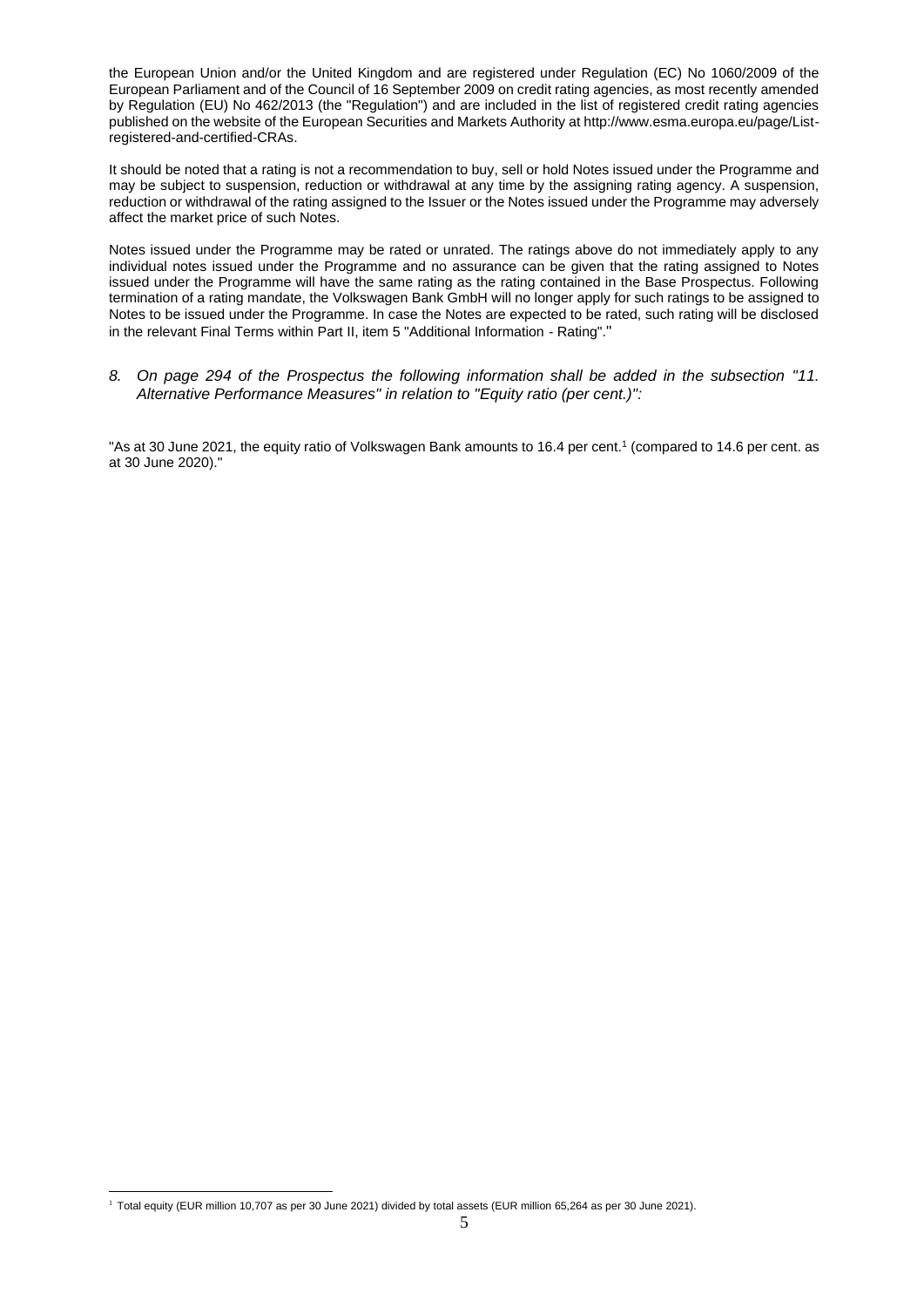the European Union and/or the United Kingdom and are registered under Regulation (EC) No 1060/2009 of the European Parliament and of the Council of 16 September 2009 on credit rating agencies, as most recently amended by Regulation (EU) No 462/2013 (the "Regulation") and are included in the list of registered credit rating agencies published on the website of the European Securities and Markets Authority at http://www.esma.europa.eu/page/List-registered-and-certified-CRAs.

It should be noted that a rating is not a recommendation to buy, sell or hold Notes issued under the Programme and may be subject to suspension, reduction or withdrawal at any time by the assigning rating agency. A suspension, reduction or withdrawal of the rating assigned to the Issuer or the Notes issued under the Programme may adversely affect the market price of such Notes.

Notes issued under the Programme may be rated or unrated. The ratings above do not immediately apply to any individual notes issued under the Programme and no assurance can be given that the rating assigned to Notes issued under the Programme will have the same rating as the rating contained in the Base Prospectus. Following termination of a rating mandate, the Volkswagen Bank GmbH will no longer apply for such ratings to be assigned to Notes to be issued under the Programme. In case the Notes are expected to be rated, such rating will be disclosed in the relevant Final Terms within Part II, item 5 "Additional Information - Rating"."

*8. On page 294 of the Prospectus the following information shall be added in the subsection "11. Alternative Performance Measures" in relation to "Equity ratio (per cent.)":*

"As at 30 June 2021, the equity ratio of Volkswagen Bank amounts to 16.4 per cent.[1] (compared to 14.6 per cent. as at 30 June 2020)."

[1] Total equity (EUR million 10,707 as per 30 June 2021) divided by total assets (EUR million 65,264 as per 30 June 2021).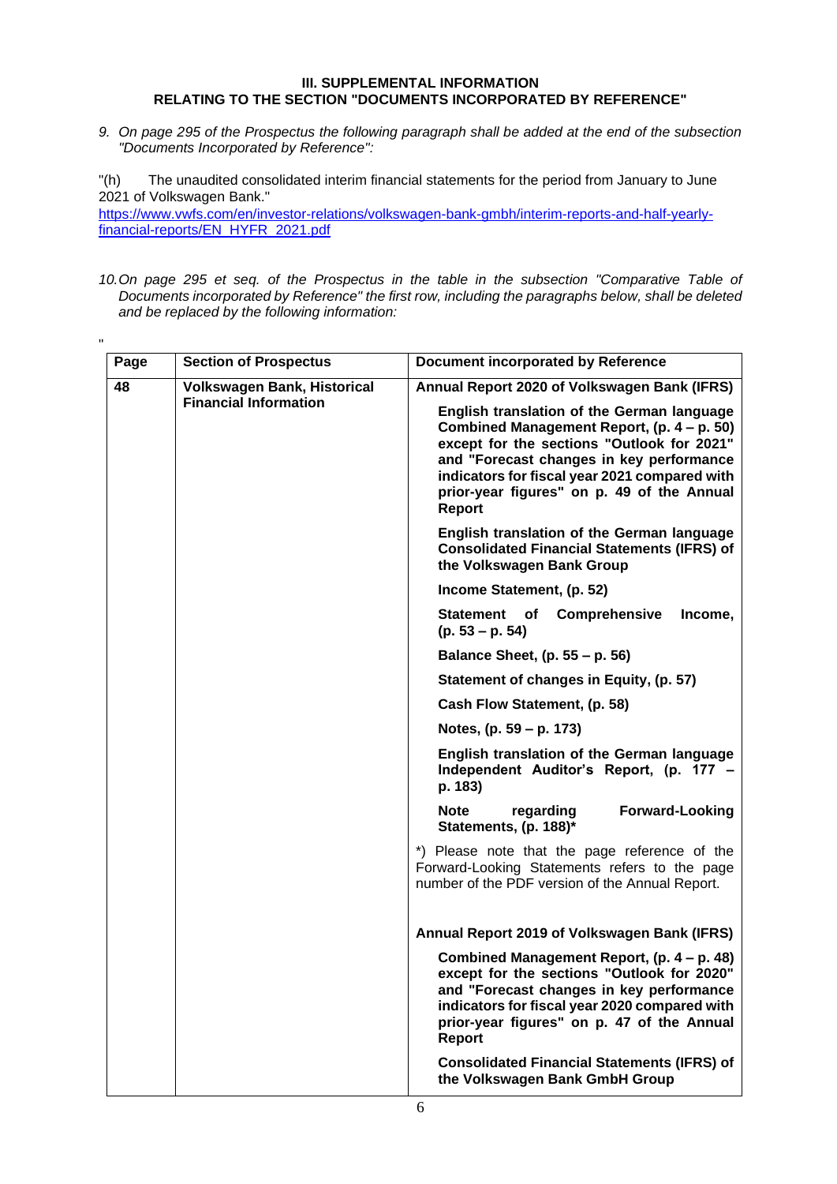### III. SUPPLEMENTAL INFORMATION RELATING TO THE SECTION "DOCUMENTS INCORPORATED BY REFERENCE"

*9. On page 295 of the Prospectus the following paragraph shall be added at the end of the subsection "Documents Incorporated by Reference":*

"(h) The unaudited consolidated interim financial statements for the period from January to June 2021 of Volkswagen Bank."

https://www.vwfs.com/en/investor-relations/volkswagen-bank-gmbh/interim-reports-and-half-yearly-financial-reports/EN_HYFR_2021.pdf

*10. On page 295 et seq. of the Prospectus in the table in the subsection "Comparative Table of Documents incorporated by Reference" the first row, including the paragraphs below, shall be deleted and be replaced by the following information:*

"

| Page | Section of Prospectus | Document incorporated by Reference |
|---|---|---|
| **48** | **Volkswagen Bank, Historical Financial Information** | **Annual Report 2020 of Volkswagen Bank (IFRS)** |
| | | **English translation of the German language Combined Management Report, (p. 4 – p. 50) except for the sections "Outlook for 2021" and "Forecast changes in key performance indicators for fiscal year 2021 compared with prior-year figures" on p. 49 of the Annual Report** |
| | | **English translation of the German language Consolidated Financial Statements (IFRS) of the Volkswagen Bank Group** |
| | | **Income Statement, (p. 52)** |
| | | **Statement of Comprehensive Income, (p. 53 – p. 54)** |
| | | **Balance Sheet, (p. 55 – p. 56)** |
| | | **Statement of changes in Equity, (p. 57)** |
| | | **Cash Flow Statement, (p. 58)** |
| | | **Notes, (p. 59 – p. 173)** |
| | | **English translation of the German language Independent Auditor's Report, (p. 177 – p. 183)** |
| | | **Note regarding Forward-Looking Statements, (p. 188)*** |
| | | *) Please note that the page reference of the Forward-Looking Statements refers to the page number of the PDF version of the Annual Report. |
| | | **Annual Report 2019 of Volkswagen Bank (IFRS)** |
| | | **Combined Management Report, (p. 4 – p. 48) except for the sections "Outlook for 2020" and "Forecast changes in key performance indicators for fiscal year 2020 compared with prior-year figures" on p. 47 of the Annual Report** |
| | | **Consolidated Financial Statements (IFRS) of the Volkswagen Bank GmbH Group** |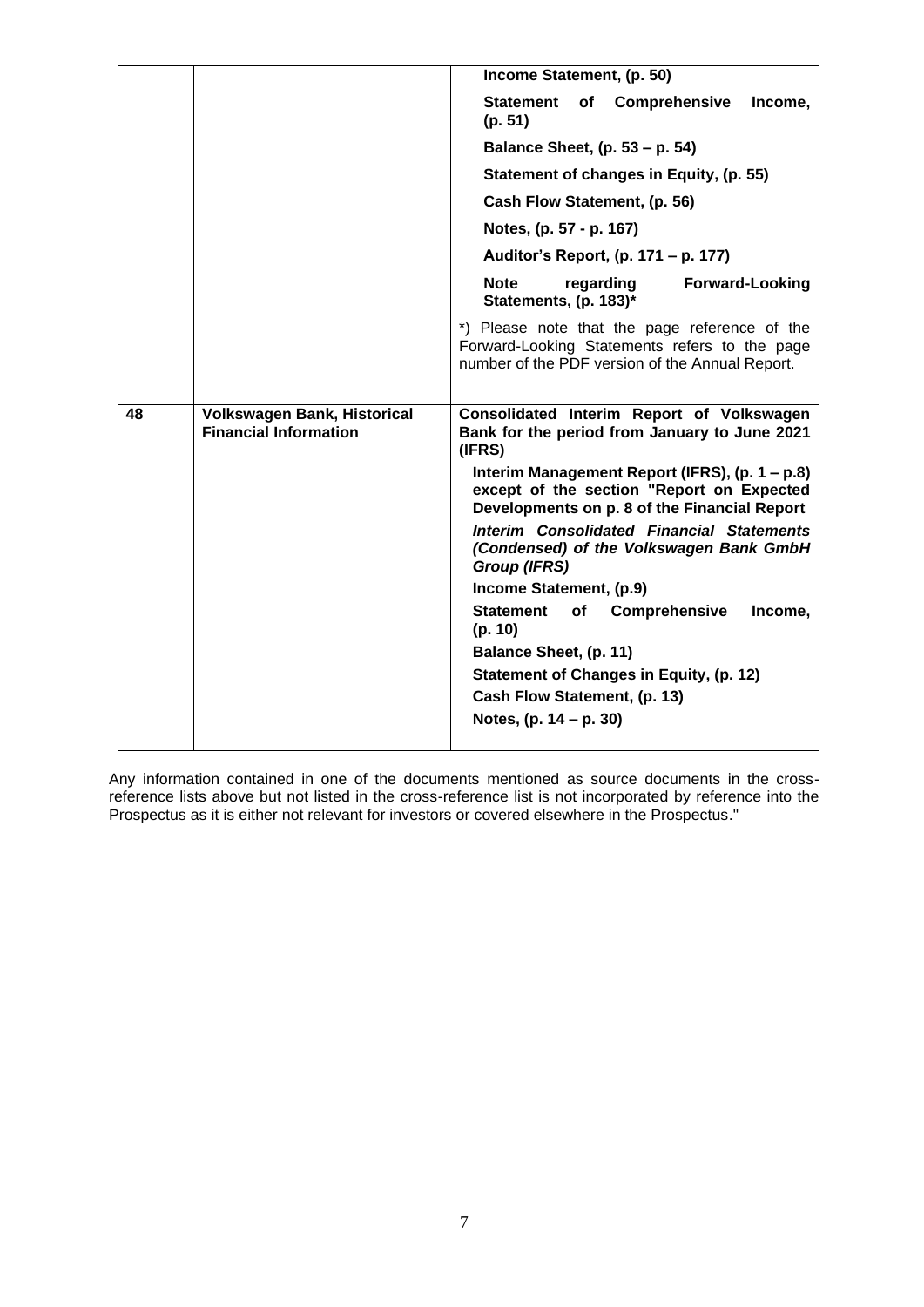| | | |
|---|---|---|
| | | **Income Statement, (p. 50)**<br>**Statement of Comprehensive Income, (p. 51)**<br>**Balance Sheet, (p. 53 – p. 54)**<br>**Statement of changes in Equity, (p. 55)**<br>**Cash Flow Statement, (p. 56)**<br>**Notes, (p. 57 - p. 167)**<br>**Auditor's Report, (p. 171 – p. 177)**<br>**Note regarding Forward-Looking Statements, (p. 183)***<br>*) Please note that the page reference of the Forward-Looking Statements refers to the page number of the PDF version of the Annual Report. |
| **48** | **Volkswagen Bank, Historical Financial Information** | **Consolidated Interim Report of Volkswagen Bank for the period from January to June 2021 (IFRS)**<br>**Interim Management Report (IFRS), (p. 1 – p.8) except of the section "Report on Expected Developments on p. 8 of the Financial Report**<br>***Interim Consolidated Financial Statements (Condensed) of the Volkswagen Bank GmbH Group (IFRS)***<br>**Income Statement, (p.9)**<br>**Statement of Comprehensive Income, (p. 10)**<br>**Balance Sheet, (p. 11)**<br>**Statement of Changes in Equity, (p. 12)**<br>**Cash Flow Statement, (p. 13)**<br>**Notes, (p. 14 – p. 30)** |

Any information contained in one of the documents mentioned as source documents in the cross-reference lists above but not listed in the cross-reference list is not incorporated by reference into the Prospectus as it is either not relevant for investors or covered elsewhere in the Prospectus."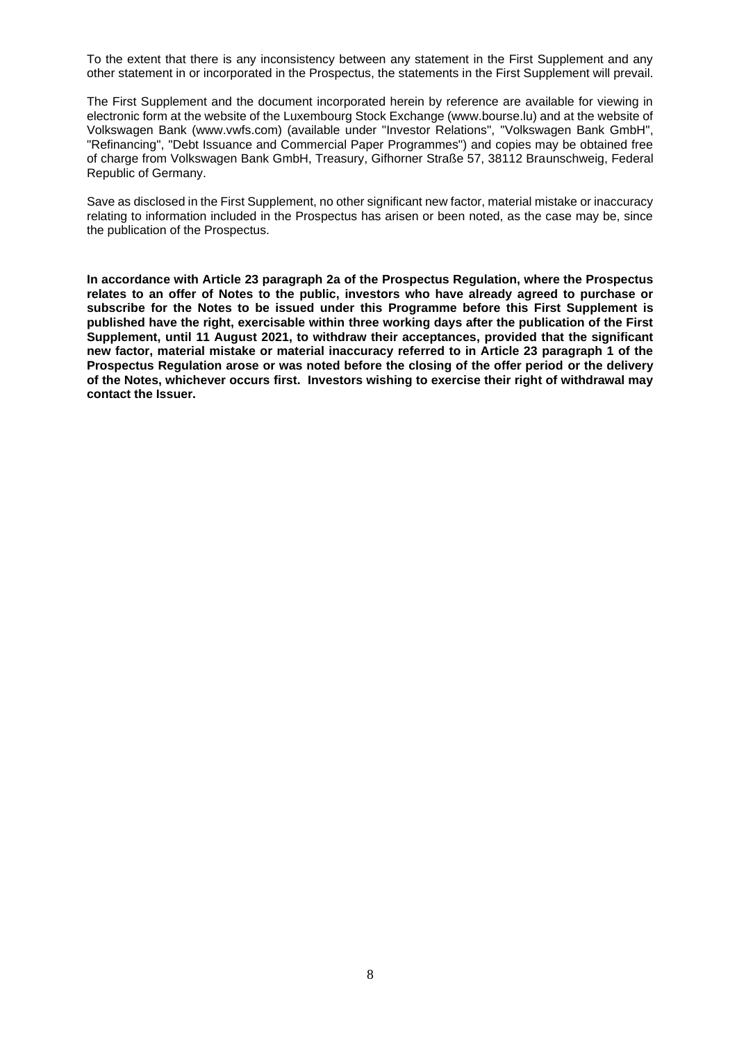To the extent that there is any inconsistency between any statement in the First Supplement and any other statement in or incorporated in the Prospectus, the statements in the First Supplement will prevail.

The First Supplement and the document incorporated herein by reference are available for viewing in electronic form at the website of the Luxembourg Stock Exchange (www.bourse.lu) and at the website of Volkswagen Bank (www.vwfs.com) (available under "Investor Relations", "Volkswagen Bank GmbH", "Refinancing", "Debt Issuance and Commercial Paper Programmes") and copies may be obtained free of charge from Volkswagen Bank GmbH, Treasury, Gifhorner Straße 57, 38112 Braunschweig, Federal Republic of Germany.

Save as disclosed in the First Supplement, no other significant new factor, material mistake or inaccuracy relating to information included in the Prospectus has arisen or been noted, as the case may be, since the publication of the Prospectus.

**In accordance with Article 23 paragraph 2a of the Prospectus Regulation, where the Prospectus relates to an offer of Notes to the public, investors who have already agreed to purchase or subscribe for the Notes to be issued under this Programme before this First Supplement is published have the right, exercisable within three working days after the publication of the First Supplement, until 11 August 2021, to withdraw their acceptances, provided that the significant new factor, material mistake or material inaccuracy referred to in Article 23 paragraph 1 of the Prospectus Regulation arose or was noted before the closing of the offer period or the delivery of the Notes, whichever occurs first. Investors wishing to exercise their right of withdrawal may contact the Issuer.**